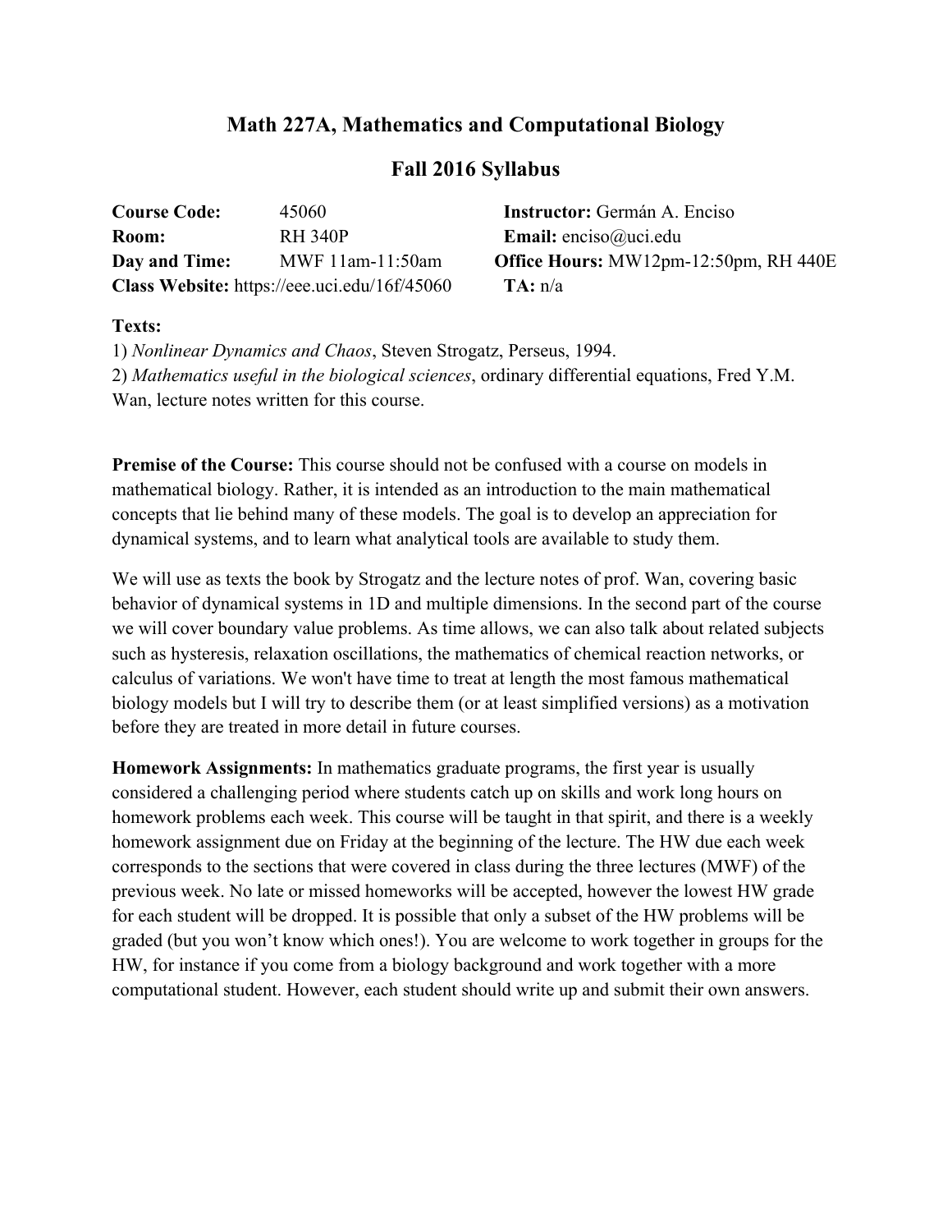# Math 227A, Mathematics and Computational Biology

## Fall 2016 Syllabus

**Course Code:** 45060
**Room:** RH 340P
**Day and Time:** MWF 11am-11:50am
**Class Website:** https://eee.uci.edu/16f/45060

**Instructor:** Germán A. Enciso
**Email:** enciso@uci.edu
**Office Hours:** MW12pm-12:50pm, RH 440E
**TA:** n/a

**Texts:**

1) *Nonlinear Dynamics and Chaos*, Steven Strogatz, Perseus, 1994.
2) *Mathematics useful in the biological sciences*, ordinary differential equations, Fred Y.M. Wan, lecture notes written for this course.

**Premise of the Course:** This course should not be confused with a course on models in mathematical biology. Rather, it is intended as an introduction to the main mathematical concepts that lie behind many of these models. The goal is to develop an appreciation for dynamical systems, and to learn what analytical tools are available to study them.

We will use as texts the book by Strogatz and the lecture notes of prof. Wan, covering basic behavior of dynamical systems in 1D and multiple dimensions. In the second part of the course we will cover boundary value problems. As time allows, we can also talk about related subjects such as hysteresis, relaxation oscillations, the mathematics of chemical reaction networks, or calculus of variations. We won't have time to treat at length the most famous mathematical biology models but I will try to describe them (or at least simplified versions) as a motivation before they are treated in more detail in future courses.

**Homework Assignments:** In mathematics graduate programs, the first year is usually considered a challenging period where students catch up on skills and work long hours on homework problems each week. This course will be taught in that spirit, and there is a weekly homework assignment due on Friday at the beginning of the lecture. The HW due each week corresponds to the sections that were covered in class during the three lectures (MWF) of the previous week. No late or missed homeworks will be accepted, however the lowest HW grade for each student will be dropped. It is possible that only a subset of the HW problems will be graded (but you won't know which ones!). You are welcome to work together in groups for the HW, for instance if you come from a biology background and work together with a more computational student. However, each student should write up and submit their own answers.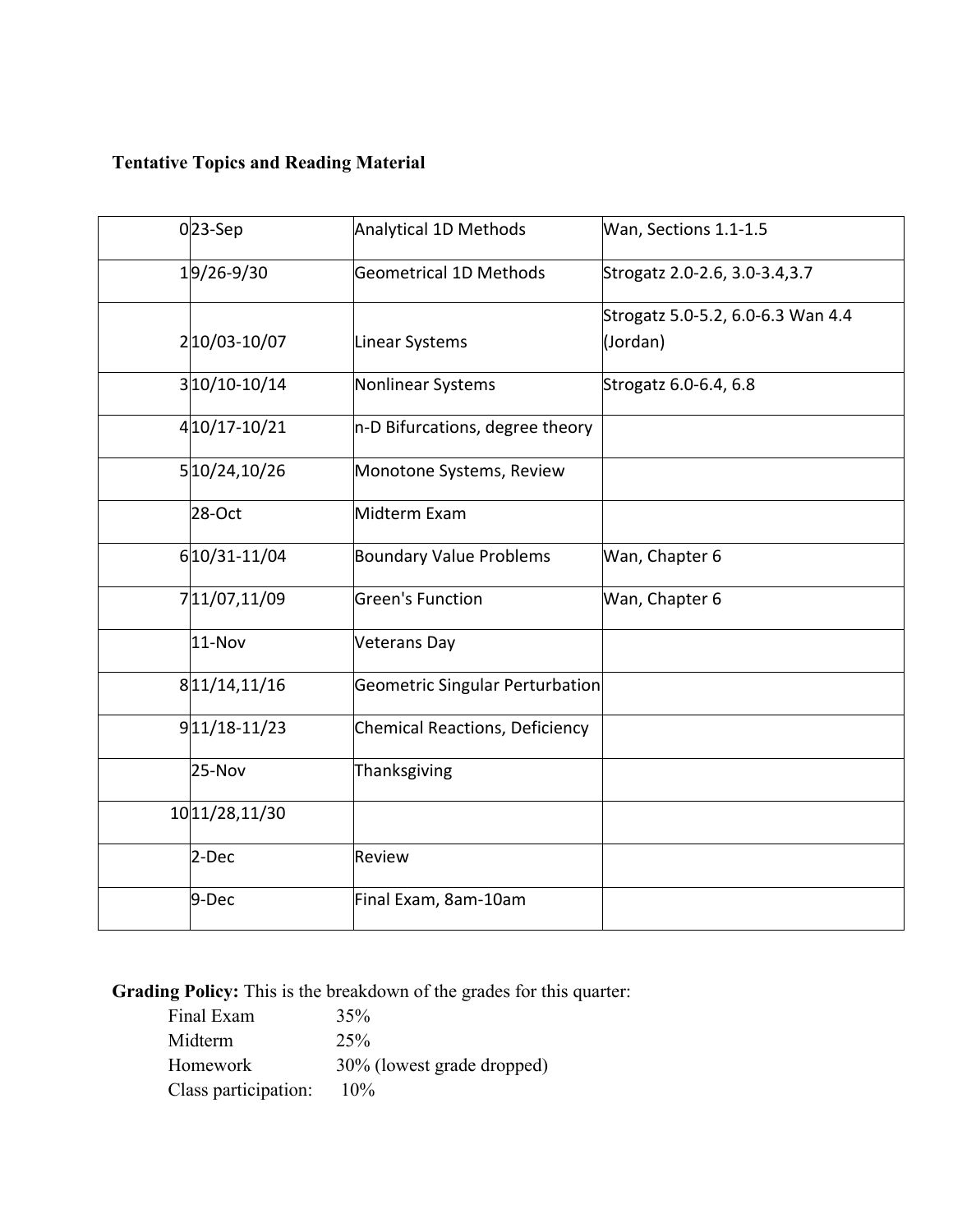**Tentative Topics and Reading Material**

| | | | |
|---|---|---|---|
| 0 | 23-Sep | Analytical 1D Methods | Wan, Sections 1.1-1.5 |
| 1 | 9/26-9/30 | Geometrical 1D Methods | Strogatz 2.0-2.6, 3.0-3.4,3.7 |
| 2 | 10/03-10/07 | Linear Systems | Strogatz 5.0-5.2, 6.0-6.3 Wan 4.4 (Jordan) |
| 3 | 10/10-10/14 | Nonlinear Systems | Strogatz 6.0-6.4, 6.8 |
| 4 | 10/17-10/21 | n-D Bifurcations, degree theory | |
| 5 | 10/24,10/26 | Monotone Systems, Review | |
| | 28-Oct | Midterm Exam | |
| 6 | 10/31-11/04 | Boundary Value Problems | Wan, Chapter 6 |
| 7 | 11/07,11/09 | Green's Function | Wan, Chapter 6 |
| | 11-Nov | Veterans Day | |
| 8 | 11/14,11/16 | Geometric Singular Perturbation | |
| 9 | 11/18-11/23 | Chemical Reactions, Deficiency | |
| | 25-Nov | Thanksgiving | |
| 10 | 11/28,11/30 | | |
| | 2-Dec | Review | |
| | 9-Dec | Final Exam, 8am-10am | |

**Grading Policy:** This is the breakdown of the grades for this quarter:

| | |
|---|---|
| Final Exam | 35% |
| Midterm | 25% |
| Homework | 30% (lowest grade dropped) |
| Class participation: | 10% |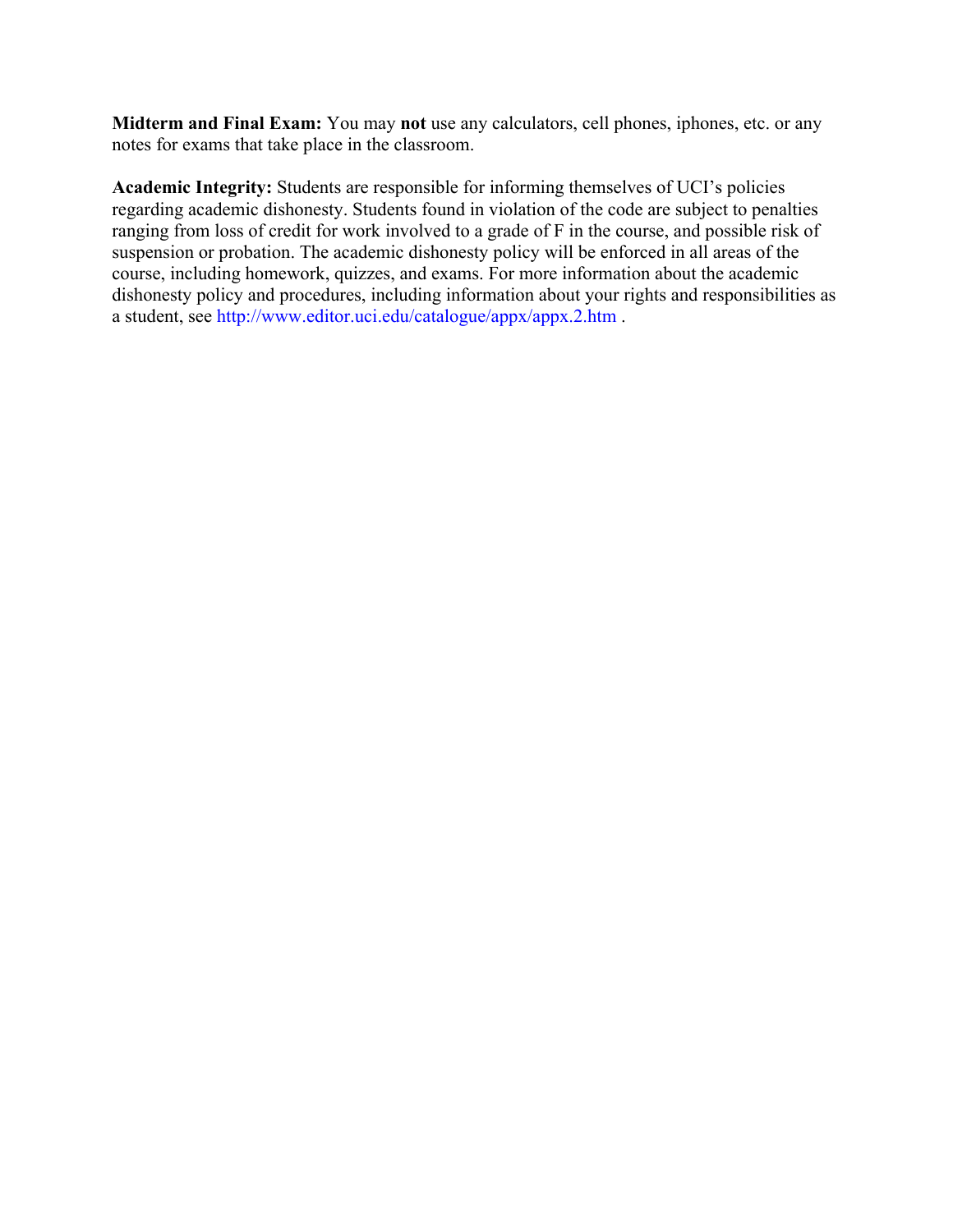**Midterm and Final Exam:** You may **not** use any calculators, cell phones, iphones, etc. or any notes for exams that take place in the classroom.

**Academic Integrity:** Students are responsible for informing themselves of UCI's policies regarding academic dishonesty. Students found in violation of the code are subject to penalties ranging from loss of credit for work involved to a grade of F in the course, and possible risk of suspension or probation. The academic dishonesty policy will be enforced in all areas of the course, including homework, quizzes, and exams. For more information about the academic dishonesty policy and procedures, including information about your rights and responsibilities as a student, see http://www.editor.uci.edu/catalogue/appx/appx.2.htm .